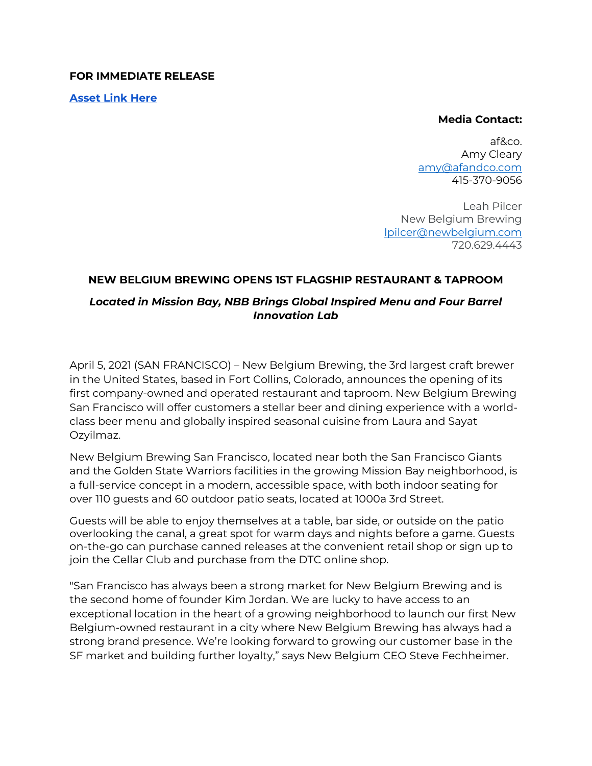**FOR IMMEDIATE RELEASE**

**[Asset Link Here]**

**Media Contact:**

af&co.
Amy Cleary
amy@afandco.com
415-370-9056

Leah Pilcer
New Belgium Brewing
lpilcer@newbelgium.com
720.629.4443

## NEW BELGIUM BREWING OPENS 1ST FLAGSHIP RESTAURANT & TAPROOM

***Located in Mission Bay, NBB Brings Global Inspired Menu and Four Barrel Innovation Lab***

April 5, 2021 (SAN FRANCISCO) – New Belgium Brewing, the 3rd largest craft brewer in the United States, based in Fort Collins, Colorado, announces the opening of its first company-owned and operated restaurant and taproom. New Belgium Brewing San Francisco will offer customers a stellar beer and dining experience with a world-class beer menu and globally inspired seasonal cuisine from Laura and Sayat Ozyilmaz.

New Belgium Brewing San Francisco, located near both the San Francisco Giants and the Golden State Warriors facilities in the growing Mission Bay neighborhood, is a full-service concept in a modern, accessible space, with both indoor seating for over 110 guests and 60 outdoor patio seats, located at 1000a 3rd Street.

Guests will be able to enjoy themselves at a table, bar side, or outside on the patio overlooking the canal, a great spot for warm days and nights before a game. Guests on-the-go can purchase canned releases at the convenient retail shop or sign up to join the Cellar Club and purchase from the DTC online shop.

"San Francisco has always been a strong market for New Belgium Brewing and is the second home of founder Kim Jordan. We are lucky to have access to an exceptional location in the heart of a growing neighborhood to launch our first New Belgium-owned restaurant in a city where New Belgium Brewing has always had a strong brand presence. We're looking forward to growing our customer base in the SF market and building further loyalty," says New Belgium CEO Steve Fechheimer.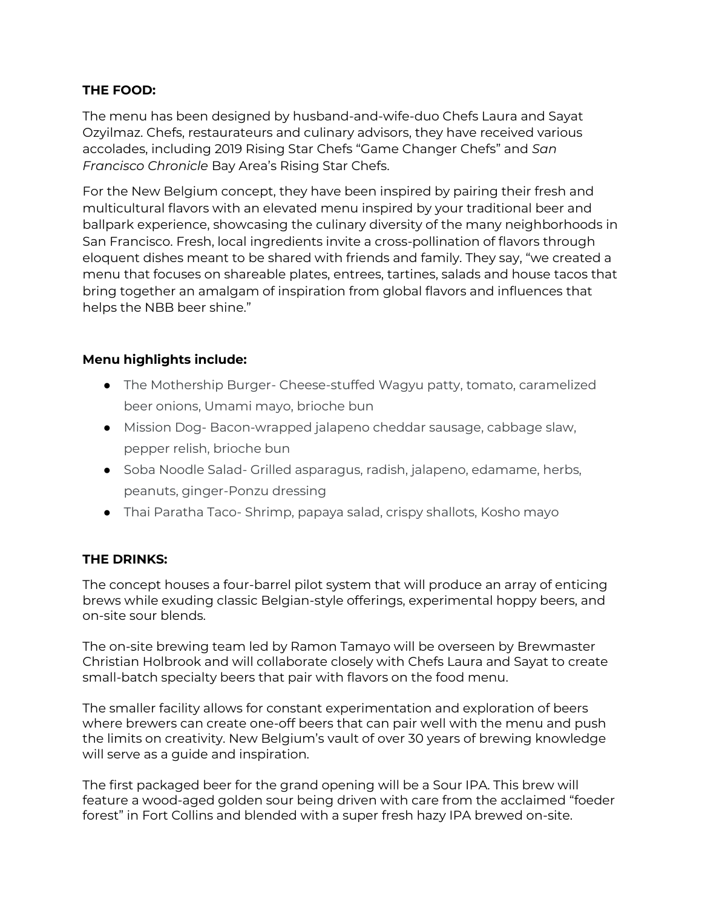**THE FOOD:**

The menu has been designed by husband-and-wife-duo Chefs Laura and Sayat Ozyilmaz. Chefs, restaurateurs and culinary advisors, they have received various accolades, including 2019 Rising Star Chefs "Game Changer Chefs" and *San Francisco Chronicle* Bay Area's Rising Star Chefs.

For the New Belgium concept, they have been inspired by pairing their fresh and multicultural flavors with an elevated menu inspired by your traditional beer and ballpark experience, showcasing the culinary diversity of the many neighborhoods in San Francisco. Fresh, local ingredients invite a cross-pollination of flavors through eloquent dishes meant to be shared with friends and family. They say, "we created a menu that focuses on shareable plates, entrees, tartines, salads and house tacos that bring together an amalgam of inspiration from global flavors and influences that helps the NBB beer shine."

**Menu highlights include:**

- The Mothership Burger- Cheese-stuffed Wagyu patty, tomato, caramelized beer onions, Umami mayo, brioche bun
- Mission Dog- Bacon-wrapped jalapeno cheddar sausage, cabbage slaw, pepper relish, brioche bun
- Soba Noodle Salad- Grilled asparagus, radish, jalapeno, edamame, herbs, peanuts, ginger-Ponzu dressing
- Thai Paratha Taco- Shrimp, papaya salad, crispy shallots, Kosho mayo

**THE DRINKS:**

The concept houses a four-barrel pilot system that will produce an array of enticing brews while exuding classic Belgian-style offerings, experimental hoppy beers, and on-site sour blends.

The on-site brewing team led by Ramon Tamayo will be overseen by Brewmaster Christian Holbrook and will collaborate closely with Chefs Laura and Sayat to create small-batch specialty beers that pair with flavors on the food menu.

The smaller facility allows for constant experimentation and exploration of beers where brewers can create one-off beers that can pair well with the menu and push the limits on creativity. New Belgium's vault of over 30 years of brewing knowledge will serve as a guide and inspiration.

The first packaged beer for the grand opening will be a Sour IPA. This brew will feature a wood-aged golden sour being driven with care from the acclaimed "foeder forest" in Fort Collins and blended with a super fresh hazy IPA brewed on-site.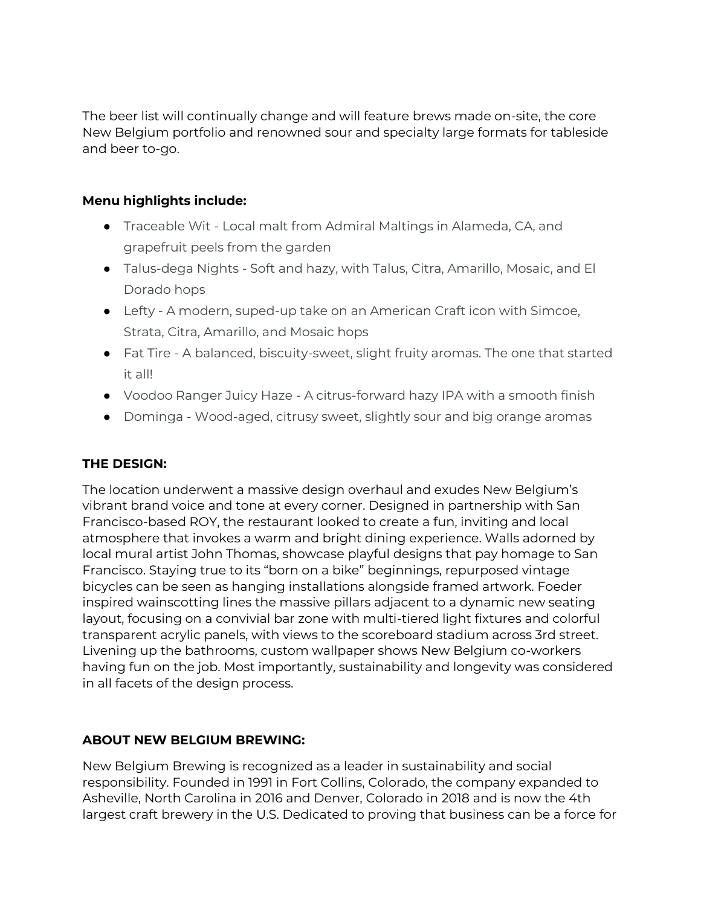The beer list will continually change and will feature brews made on-site, the core New Belgium portfolio and renowned sour and specialty large formats for tableside and beer to-go.

**Menu highlights include:**

- Traceable Wit - Local malt from Admiral Maltings in Alameda, CA, and grapefruit peels from the garden
- Talus-dega Nights - Soft and hazy, with Talus, Citra, Amarillo, Mosaic, and El Dorado hops
- Lefty - A modern, suped-up take on an American Craft icon with Simcoe, Strata, Citra, Amarillo, and Mosaic hops
- Fat Tire - A balanced, biscuity-sweet, slight fruity aromas. The one that started it all!
- Voodoo Ranger Juicy Haze - A citrus-forward hazy IPA with a smooth finish
- Dominga - Wood-aged, citrusy sweet, slightly sour and big orange aromas

**THE DESIGN:**

The location underwent a massive design overhaul and exudes New Belgium's vibrant brand voice and tone at every corner. Designed in partnership with San Francisco-based ROY, the restaurant looked to create a fun, inviting and local atmosphere that invokes a warm and bright dining experience. Walls adorned by local mural artist John Thomas, showcase playful designs that pay homage to San Francisco. Staying true to its "born on a bike" beginnings, repurposed vintage bicycles can be seen as hanging installations alongside framed artwork. Foeder inspired wainscotting lines the massive pillars adjacent to a dynamic new seating layout, focusing on a convivial bar zone with multi-tiered light fixtures and colorful transparent acrylic panels, with views to the scoreboard stadium across 3rd street. Livening up the bathrooms, custom wallpaper shows New Belgium co-workers having fun on the job. Most importantly, sustainability and longevity was considered in all facets of the design process.

**ABOUT NEW BELGIUM BREWING:**

New Belgium Brewing is recognized as a leader in sustainability and social responsibility. Founded in 1991 in Fort Collins, Colorado, the company expanded to Asheville, North Carolina in 2016 and Denver, Colorado in 2018 and is now the 4th largest craft brewery in the U.S. Dedicated to proving that business can be a force for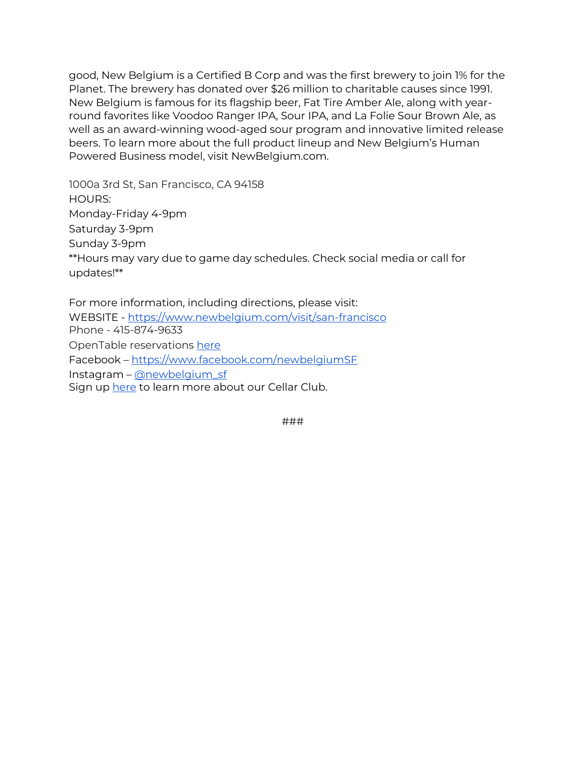good, New Belgium is a Certified B Corp and was the first brewery to join 1% for the Planet. The brewery has donated over $26 million to charitable causes since 1991. New Belgium is famous for its flagship beer, Fat Tire Amber Ale, along with year-round favorites like Voodoo Ranger IPA, Sour IPA, and La Folie Sour Brown Ale, as well as an award-winning wood-aged sour program and innovative limited release beers. To learn more about the full product lineup and New Belgium's Human Powered Business model, visit NewBelgium.com.

1000a 3rd St, San Francisco, CA 94158
HOURS:
Monday-Friday 4-9pm
Saturday 3-9pm
Sunday 3-9pm
**Hours may vary due to game day schedules. Check social media or call for updates!**

For more information, including directions, please visit:
WEBSITE - [https://www.newbelgium.com/visit/san-francisco](https://www.newbelgium.com/visit/san-francisco)
Phone - 415-874-9633
OpenTable reservations here
Facebook – [https://www.facebook.com/newbelgiumSF](https://www.facebook.com/newbelgiumSF)
Instagram – @newbelgium_sf
Sign up here to learn more about our Cellar Club.

###